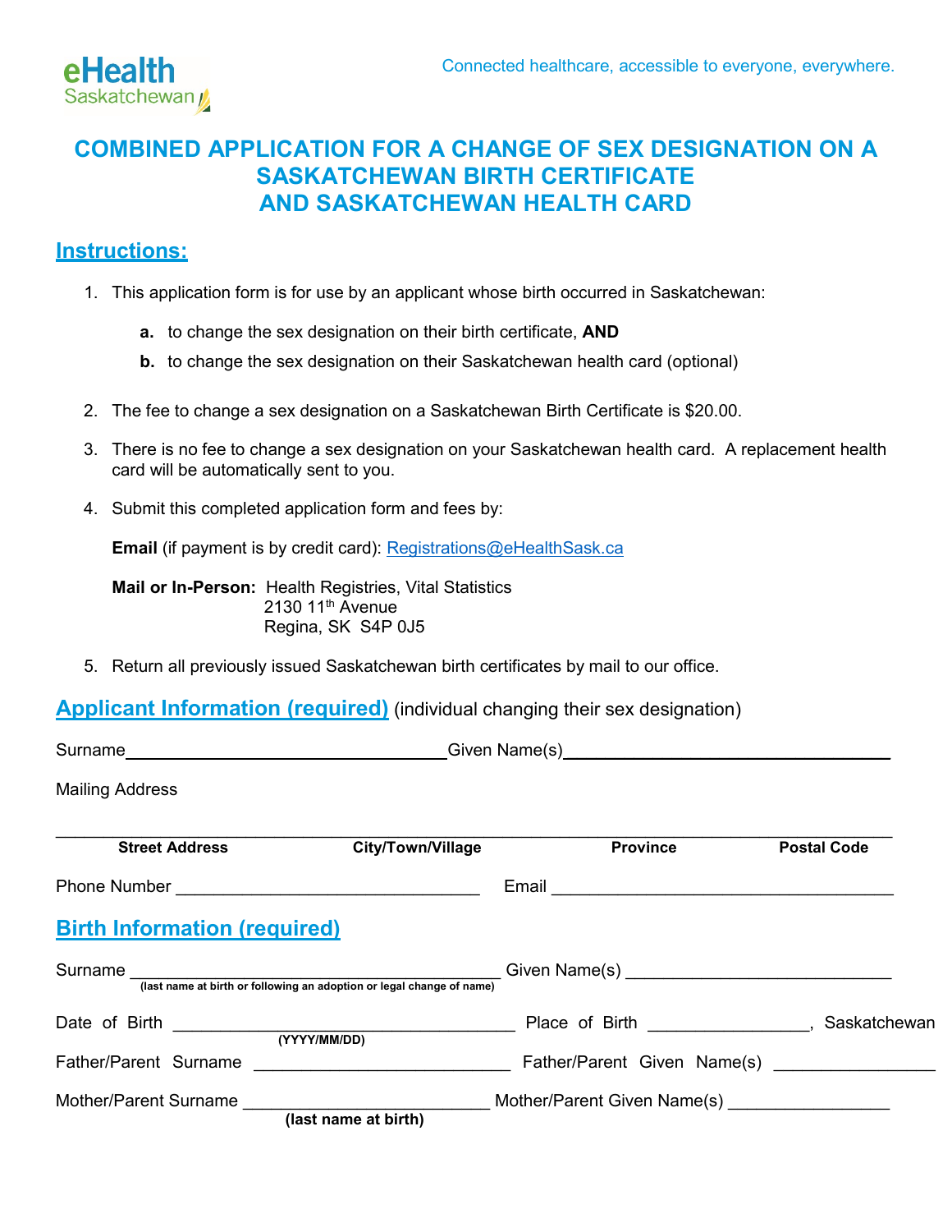eHealth Saskatchewan

Connected healthcare, accessible to everyone, everywhere.

# COMBINED APPLICATION FOR A CHANGE OF SEX DESIGNATION ON A SASKATCHEWAN BIRTH CERTIFICATE AND SASKATCHEWAN HEALTH CARD

## Instructions:

1. This application form is for use by an applicant whose birth occurred in Saskatchewan:

   **a.** to change the sex designation on their birth certificate, **AND**

   **b.** to change the sex designation on their Saskatchewan health card (optional)

2. The fee to change a sex designation on a Saskatchewan Birth Certificate is $20.00.

3. There is no fee to change a sex designation on your Saskatchewan health card. A replacement health card will be automatically sent to you.

4. Submit this completed application form and fees by:

   **Email** (if payment is by credit card): Registrations@eHealthSask.ca

   **Mail or In-Person:** Health Registries, Vital Statistics
   2130 11th Avenue
   Regina, SK S4P 0J5

5. Return all previously issued Saskatchewan birth certificates by mail to our office.

## Applicant Information (required) (individual changing their sex designation)

Surname ______________________ Given Name(s) ______________________

Mailing Address

_____________________________________________________________

**Street Address** **City/Town/Village** **Province** **Postal Code**

Phone Number ______________________ Email ______________________

## Birth Information (required)

Surname ______________________ Given Name(s) ______________________
**(last name at birth or following an adoption or legal change of name)**

Date of Birth ______________________ Place of Birth ______________, Saskatchewan
**(YYYY/MM/DD)**

Father/Parent Surname ______________________ Father/Parent Given Name(s) ______________________

Mother/Parent Surname ______________________ Mother/Parent Given Name(s) ______________________
**(last name at birth)**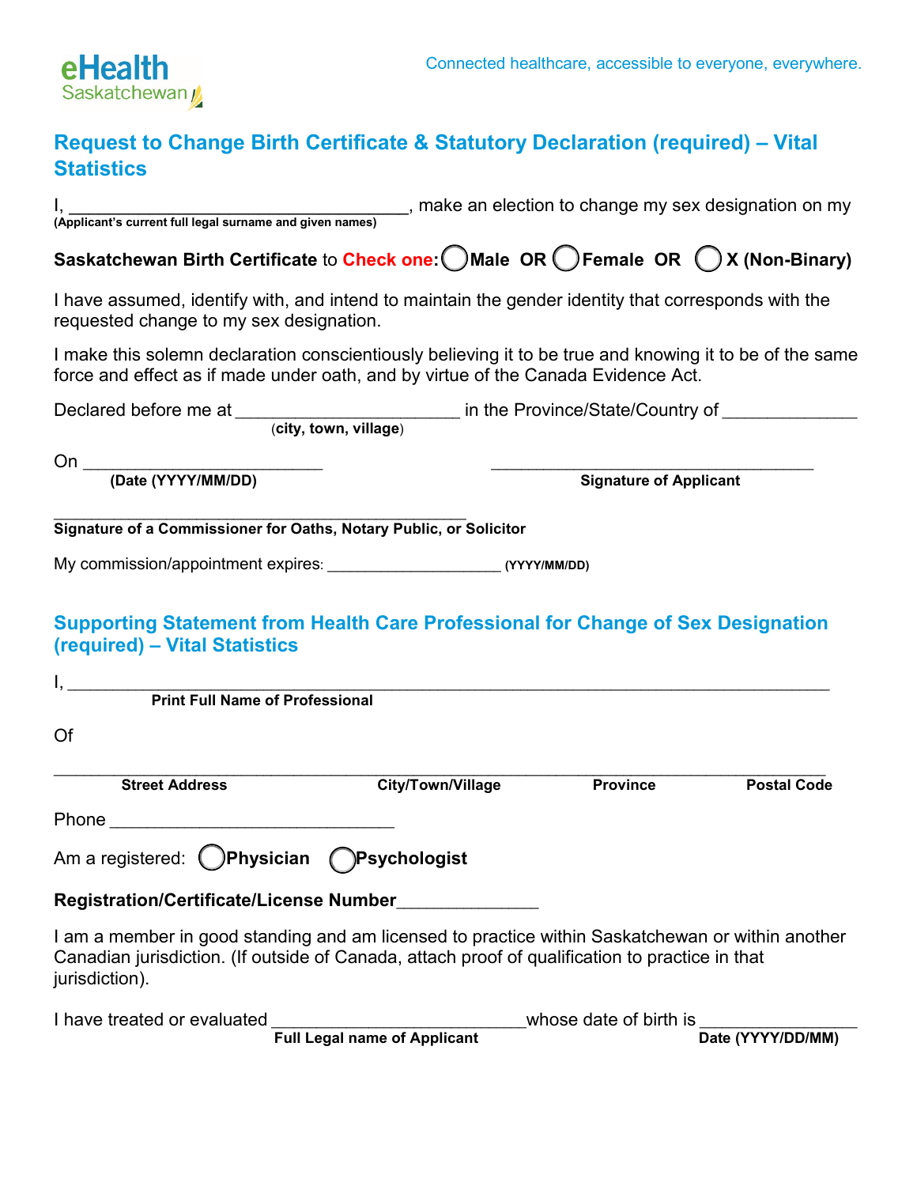eHealth Saskatchewan

Connected healthcare, accessible to everyone, everywhere.

## Request to Change Birth Certificate & Statutory Declaration (required) – Vital Statistics

I, ___________________________________, make an election to change my sex designation on my
**(Applicant's current full legal surname and given names)**

**Saskatchewan Birth Certificate** to **Check one:** ◯ **Male OR** ◯ **Female OR** ◯ **X (Non-Binary)**

I have assumed, identify with, and intend to maintain the gender identity that corresponds with the requested change to my sex designation.

I make this solemn declaration conscientiously believing it to be true and knowing it to be of the same force and effect as if made under oath, and by virtue of the Canada Evidence Act.

Declared before me at _______________________ in the Province/State/Country of ______________
(**city, town, village**)

On _________________________ **(Date (YYYY/MM/DD)**

_________________________________ **Signature of Applicant**

_____________________________________________
**Signature of a Commissioner for Oaths, Notary Public, or Solicitor**

My commission/appointment expires: ___________________ **(YYYY/MM/DD)**

## Supporting Statement from Health Care Professional for Change of Sex Designation (required) – Vital Statistics

I, ______________________________________________________________________________
**Print Full Name of Professional**

Of

______________________________________________________________________________
**Street Address** **City/Town/Village** **Province** **Postal Code**

Phone ______________________________

Am a registered: ◯ **Physician** ◯ **Psychologist**

**Registration/Certificate/License Number**______________

I am a member in good standing and am licensed to practice within Saskatchewan or within another Canadian jurisdiction. (If outside of Canada, attach proof of qualification to practice in that jurisdiction).

I have treated or evaluated __________________________whose date of birth is ________________
**Full Legal name of Applicant** **Date (YYYY/DD/MM)**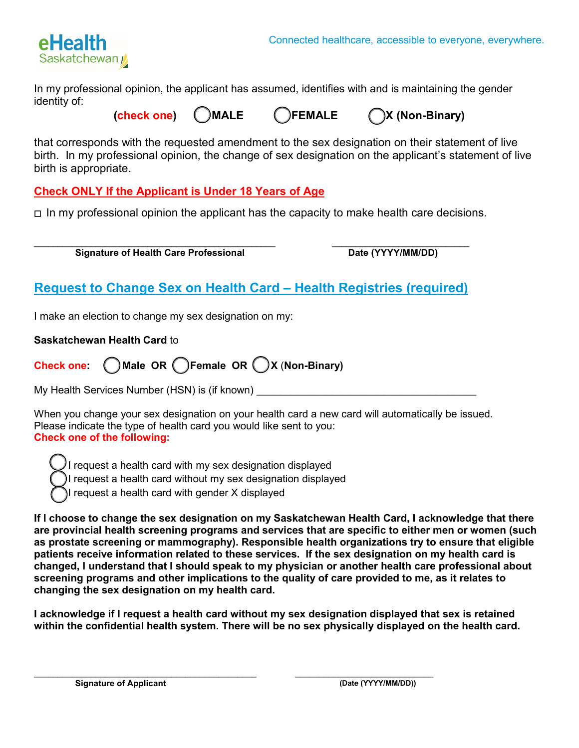In my professional opinion, the applicant has assumed, identifies with and is maintaining the gender identity of:

**(check one)** ◯ **MALE** ◯ **FEMALE** ◯ **X (Non-Binary)**

that corresponds with the requested amendment to the sex designation on their statement of live birth. In my professional opinion, the change of sex designation on the applicant's statement of live birth is appropriate.

**Check ONLY If the Applicant is Under 18 Years of Age**

☐ In my professional opinion the applicant has the capacity to make health care decisions.

\_\_\_\_\_\_\_\_\_\_\_\_\_\_\_\_\_\_\_\_\_\_\_\_\_\_\_\_\_\_\_\_\_\_\_\_\_\_\_\_ \_\_\_\_\_\_\_\_\_\_\_\_\_\_\_\_\_\_\_\_\_\_\_\_
**Signature of Health Care Professional** **Date (YYYY/MM/DD)**

## Request to Change Sex on Health Card – Health Registries (required)

I make an election to change my sex designation on my:

**Saskatchewan Health Card** to

**Check one:** ◯ **Male OR** ◯ **Female OR** ◯ **X** (**Non-Binary)**

My Health Services Number (HSN) is (if known) \_\_\_\_\_\_\_\_\_\_\_\_\_\_\_\_\_\_\_\_\_\_\_\_\_\_\_\_\_\_\_\_\_\_\_\_

When you change your sex designation on your health card a new card will automatically be issued.
Please indicate the type of health card you would like sent to you:
**Check one of the following:**

◯ I request a health card with my sex designation displayed
◯ I request a health card without my sex designation displayed
◯ I request a health card with gender X displayed

**If I choose to change the sex designation on my Saskatchewan Health Card, I acknowledge that there are provincial health screening programs and services that are specific to either men or women (such as prostate screening or mammography). Responsible health organizations try to ensure that eligible patients receive information related to these services. If the sex designation on my health card is changed, I understand that I should speak to my physician or another health care professional about screening programs and other implications to the quality of care provided to me, as it relates to changing the sex designation on my health card.**

**I acknowledge if I request a health card without my sex designation displayed that sex is retained within the confidential health system. There will be no sex physically displayed on the health card.**

\_\_\_\_\_\_\_\_\_\_\_\_\_\_\_\_\_\_\_\_\_\_\_\_\_\_\_\_\_\_\_\_\_\_\_\_\_\_\_\_ \_\_\_\_\_\_\_\_\_\_\_\_\_\_\_\_\_\_\_\_\_\_\_\_
**Signature of Applicant** **(Date (YYYY/MM/DD))**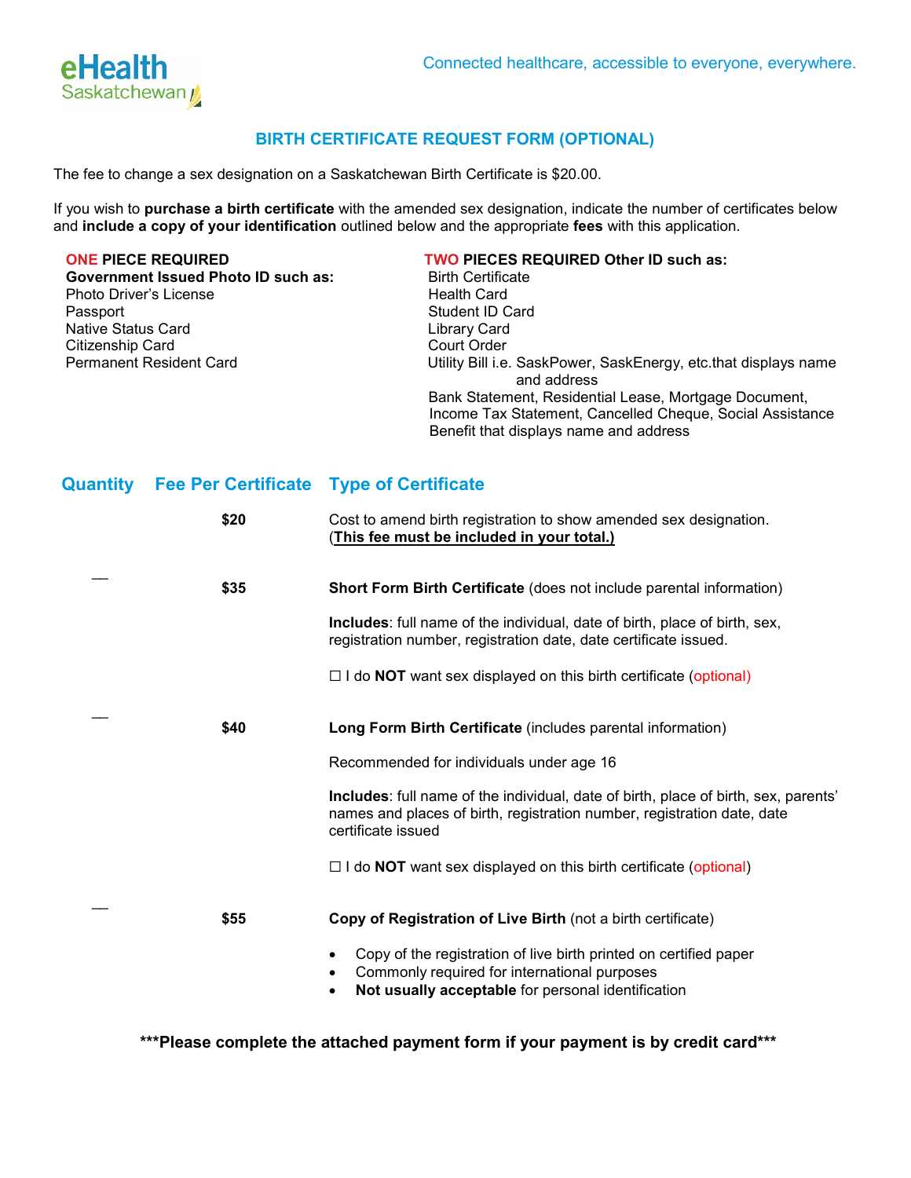eHealth Saskatchewan

Connected healthcare, accessible to everyone, everywhere.

## BIRTH CERTIFICATE REQUEST FORM (OPTIONAL)

The fee to change a sex designation on a Saskatchewan Birth Certificate is $20.00.

If you wish to **purchase a birth certificate** with the amended sex designation, indicate the number of certificates below and **include a copy of your identification** outlined below and the appropriate **fees** with this application.

**ONE PIECE REQUIRED**
**Government Issued Photo ID such as:**
Photo Driver's License
Passport
Native Status Card
Citizenship Card
Permanent Resident Card

**TWO PIECES REQUIRED Other ID such as:**
Birth Certificate
Health Card
Student ID Card
Library Card
Court Order
Utility Bill i.e. SaskPower, SaskEnergy, etc.that displays name and address
Bank Statement, Residential Lease, Mortgage Document, Income Tax Statement, Cancelled Cheque, Social Assistance Benefit that displays name and address

| Quantity | Fee Per Certificate | Type of Certificate |
|---|---|---|
| | **$20** | Cost to amend birth registration to show amended sex designation. (**This fee must be included in your total.)** |
| ___ | **$35** | **Short Form Birth Certificate** (does not include parental information)<br><br>**Includes**: full name of the individual, date of birth, place of birth, sex, registration number, registration date, date certificate issued.<br><br>☐ I do **NOT** want sex displayed on this birth certificate (optional) |
| ___ | **$40** | **Long Form Birth Certificate** (includes parental information)<br><br>Recommended for individuals under age 16<br><br>**Includes**: full name of the individual, date of birth, place of birth, sex, parents' names and places of birth, registration number, registration date, date certificate issued<br><br>☐ I do **NOT** want sex displayed on this birth certificate (optional) |
| ___ | **$55** | **Copy of Registration of Live Birth** (not a birth certificate)<br><br>• Copy of the registration of live birth printed on certified paper<br>• Commonly required for international purposes<br>• **Not usually acceptable** for personal identification |

**\*\*\*Please complete the attached payment form if your payment is by credit card\*\*\***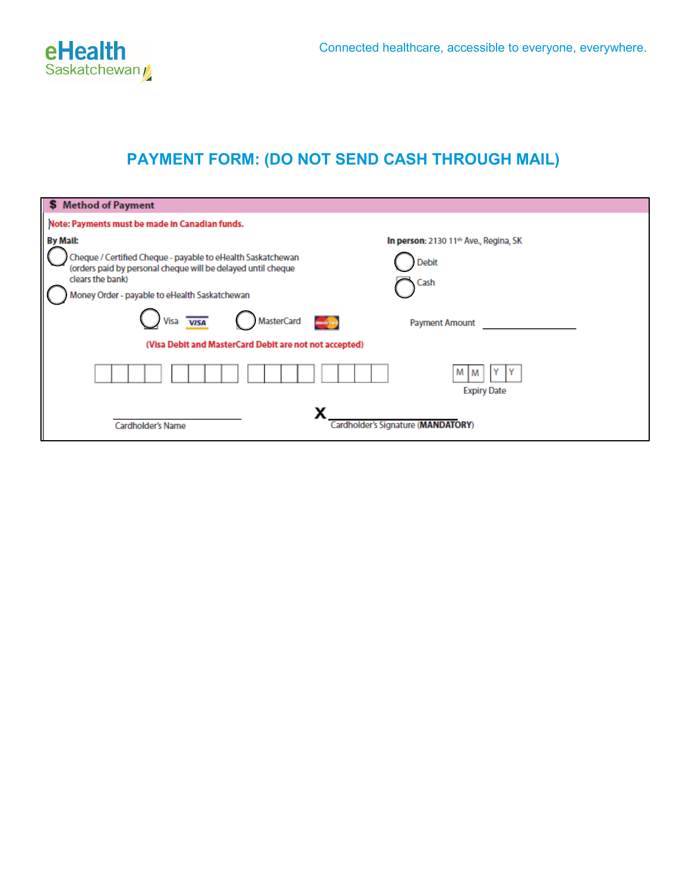eHealth Saskatchewan

Connected healthcare, accessible to everyone, everywhere.

## PAYMENT FORM: (DO NOT SEND CASH THROUGH MAIL)

**$ Method of Payment**

**Note: Payments must be made in Canadian funds.**

**By Mail:**

- ◯ Cheque / Certified Cheque - payable to eHealth Saskatchewan (orders paid by personal cheque will be delayed until cheque clears the bank)
- ◯ Money Order - payable to eHealth Saskatchewan

**In person:** 2130 11th Ave., Regina, SK

- ◯ Debit
- ◯ Cash

◯ Visa ◯ MasterCard

**(Visa Debit and MasterCard Debit are not not accepted)**

Payment Amount \_\_\_\_\_\_\_\_\_\_\_\_

| | | | | | | | | | | | | | | | |
|---|---|---|---|---|---|---|---|---|---|---|---|---|---|---|---|
| | | | | | | | | | | | | | | | |

| M | M | Y | Y |
|---|---|---|---|

Expiry Date

\_\_\_\_\_\_\_\_\_\_\_\_\_\_\_\_
Cardholder's Name

X\_\_\_\_\_\_\_\_\_\_\_\_\_\_\_\_
Cardholder's Signature (**MANDATORY**)